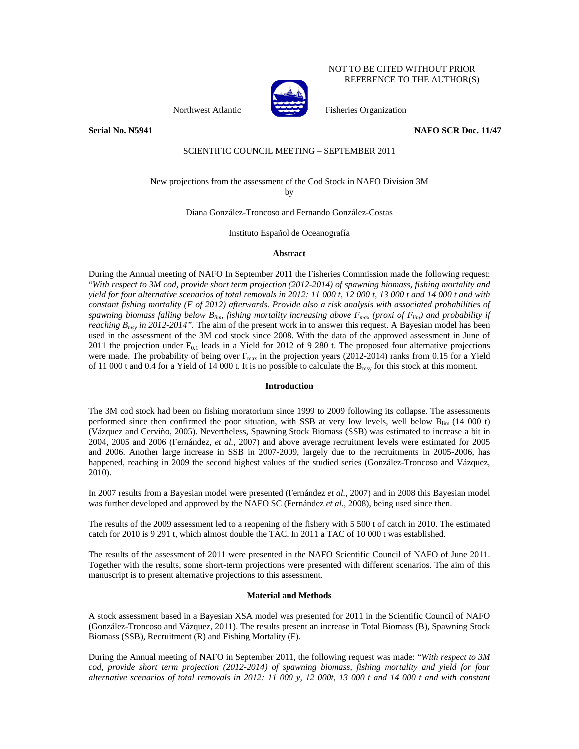NOT TO BE CITED WITHOUT PRIOR REFERENCE TO THE AUTHOR(S)

Northwest Atlantic Fisheries Organization

**Serial No. N5941** **NAFO SCR Doc. 11/47**

SCIENTIFIC COUNCIL MEETING – SEPTEMBER 2011

New projections from the assessment of the Cod Stock in NAFO Division 3M

by

Diana González-Troncoso and Fernando González-Costas

Instituto Español de Oceanografía

## Abstract

During the Annual meeting of NAFO In September 2011 the Fisheries Commission made the following request: "*With respect to 3M cod, provide short term projection (2012-2014) of spawning biomass, fishing mortality and yield for four alternative scenarios of total removals in 2012: 11 000 t, 12 000 t, 13 000 t and 14 000 t and with constant fishing mortality (F of 2012) afterwards. Provide also a risk analysis with associated probabilities of spawning biomass falling below $B_{lim}$, fishing mortality increasing above $F_{max}$ (proxi of $F_{lim}$) and probability if reaching $B_{msy}$ in 2012-2014*". The aim of the present work in to answer this request. A Bayesian model has been used in the assessment of the 3M cod stock since 2008. With the data of the approved assessment in June of 2011 the projection under $F_{0.1}$ leads in a Yield for 2012 of 9 280 t. The proposed four alternative projections were made. The probability of being over $F_{max}$ in the projection years (2012-2014) ranks from 0.15 for a Yield of 11 000 t and 0.4 for a Yield of 14 000 t. It is no possible to calculate the $B_{msy}$ for this stock at this moment.

## Introduction

The 3M cod stock had been on fishing moratorium since 1999 to 2009 following its collapse. The assessments performed since then confirmed the poor situation, with SSB at very low levels, well below $B_{lim}$ (14 000 t) (Vázquez and Cerviño, 2005). Nevertheless, Spawning Stock Biomass (SSB) was estimated to increase a bit in 2004, 2005 and 2006 (Fernández, *et al.*, 2007) and above average recruitment levels were estimated for 2005 and 2006. Another large increase in SSB in 2007-2009, largely due to the recruitments in 2005-2006, has happened, reaching in 2009 the second highest values of the studied series (González-Troncoso and Vázquez, 2010).

In 2007 results from a Bayesian model were presented (Fernández *et al.*, 2007) and in 2008 this Bayesian model was further developed and approved by the NAFO SC (Fernández *et al.*, 2008), being used since then.

The results of the 2009 assessment led to a reopening of the fishery with 5 500 t of catch in 2010. The estimated catch for 2010 is 9 291 t, which almost double the TAC. In 2011 a TAC of 10 000 t was established.

The results of the assessment of 2011 were presented in the NAFO Scientific Council of NAFO of June 2011. Together with the results, some short-term projections were presented with different scenarios. The aim of this manuscript is to present alternative projections to this assessment.

## Material and Methods

A stock assessment based in a Bayesian XSA model was presented for 2011 in the Scientific Council of NAFO (González-Troncoso and Vázquez, 2011). The results present an increase in Total Biomass (B), Spawning Stock Biomass (SSB), Recruitment (R) and Fishing Mortality (F).

During the Annual meeting of NAFO in September 2011, the following request was made: "*With respect to 3M cod, provide short term projection (2012-2014) of spawning biomass, fishing mortality and yield for four alternative scenarios of total removals in 2012: 11 000 y, 12 000t, 13 000 t and 14 000 t and with constant*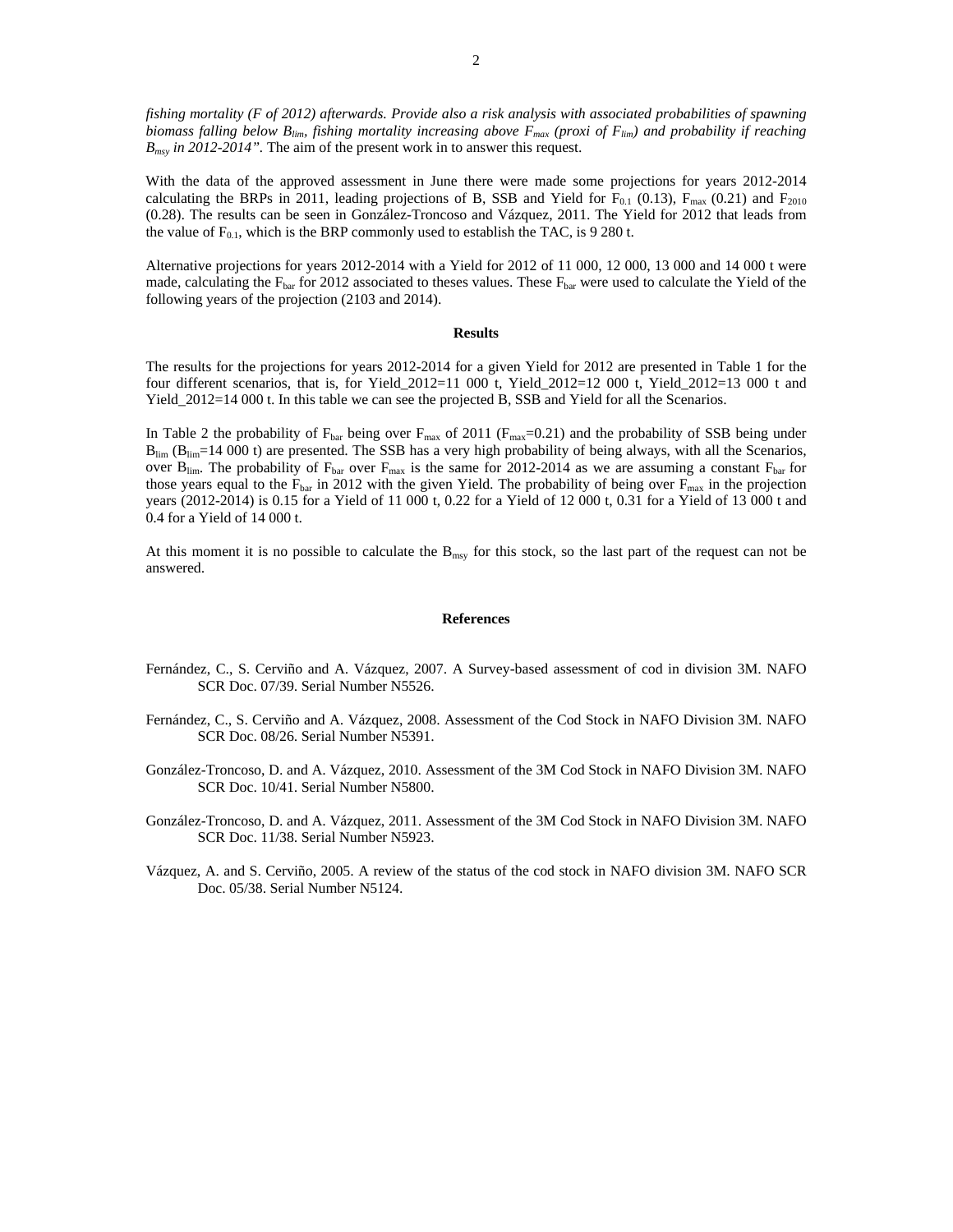*fishing mortality (F of 2012) afterwards. Provide also a risk analysis with associated probabilities of spawning biomass falling below $B_{lim}$, fishing mortality increasing above $F_{max}$ (proxi of $F_{lim}$) and probability if reaching $B_{msy}$ in 2012-2014".* The aim of the present work in to answer this request.

With the data of the approved assessment in June there were made some projections for years 2012-2014 calculating the BRPs in 2011, leading projections of B, SSB and Yield for $F_{0.1}$ (0.13), $F_{max}$ (0.21) and $F_{2010}$ (0.28). The results can be seen in González-Troncoso and Vázquez, 2011. The Yield for 2012 that leads from the value of $F_{0.1}$, which is the BRP commonly used to establish the TAC, is 9 280 t.

Alternative projections for years 2012-2014 with a Yield for 2012 of 11 000, 12 000, 13 000 and 14 000 t were made, calculating the $F_{bar}$ for 2012 associated to theses values. These $F_{bar}$ were used to calculate the Yield of the following years of the projection (2103 and 2014).

## Results

The results for the projections for years 2012-2014 for a given Yield for 2012 are presented in Table 1 for the four different scenarios, that is, for Yield_2012=11 000 t, Yield_2012=12 000 t, Yield_2012=13 000 t and Yield_2012=14 000 t. In this table we can see the projected B, SSB and Yield for all the Scenarios.

In Table 2 the probability of $F_{bar}$ being over $F_{max}$ of 2011 ($F_{max}$=0.21) and the probability of SSB being under $B_{lim}$ ($B_{lim}$=14 000 t) are presented. The SSB has a very high probability of being always, with all the Scenarios, over $B_{lim}$. The probability of $F_{bar}$ over $F_{max}$ is the same for 2012-2014 as we are assuming a constant $F_{bar}$ for those years equal to the $F_{bar}$ in 2012 with the given Yield. The probability of being over $F_{max}$ in the projection years (2012-2014) is 0.15 for a Yield of 11 000 t, 0.22 for a Yield of 12 000 t, 0.31 for a Yield of 13 000 t and 0.4 for a Yield of 14 000 t.

At this moment it is no possible to calculate the $B_{msy}$ for this stock, so the last part of the request can not be answered.

## References

Fernández, C., S. Cerviño and A. Vázquez, 2007. A Survey-based assessment of cod in division 3M. NAFO SCR Doc. 07/39. Serial Number N5526.

Fernández, C., S. Cerviño and A. Vázquez, 2008. Assessment of the Cod Stock in NAFO Division 3M. NAFO SCR Doc. 08/26. Serial Number N5391.

González-Troncoso, D. and A. Vázquez, 2010. Assessment of the 3M Cod Stock in NAFO Division 3M. NAFO SCR Doc. 10/41. Serial Number N5800.

González-Troncoso, D. and A. Vázquez, 2011. Assessment of the 3M Cod Stock in NAFO Division 3M. NAFO SCR Doc. 11/38. Serial Number N5923.

Vázquez, A. and S. Cerviño, 2005. A review of the status of the cod stock in NAFO division 3M. NAFO SCR Doc. 05/38. Serial Number N5124.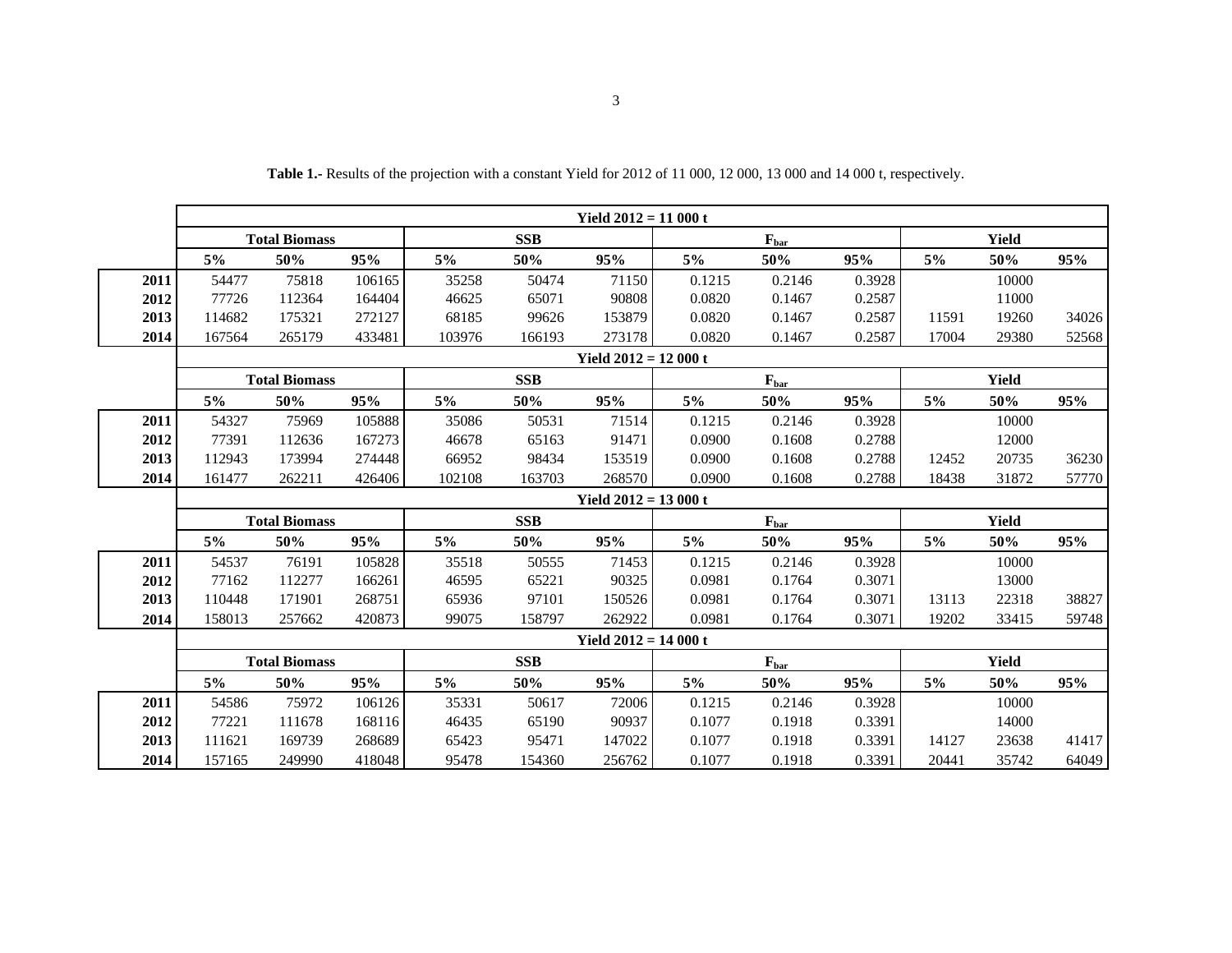**Table 1.-** Results of the projection with a constant Yield for 2012 of 11 000, 12 000, 13 000 and 14 000 t, respectively.

| | **Yield 2012 = 11 000 t** | | | | | | | | | | | |
|---|---|---|---|---|---|---|---|---|---|---|---|---|
| | **Total Biomass** | | | **SSB** | | | **$F_{bar}$** | | | **Yield** | | |
| | **5%** | **50%** | **95%** | **5%** | **50%** | **95%** | **5%** | **50%** | **95%** | **5%** | **50%** | **95%** |
| **2011** | 54477 | 75818 | 106165 | 35258 | 50474 | 71150 | 0.1215 | 0.2146 | 0.3928 | | 10000 | |
| **2012** | 77726 | 112364 | 164404 | 46625 | 65071 | 90808 | 0.0820 | 0.1467 | 0.2587 | | 11000 | |
| **2013** | 114682 | 175321 | 272127 | 68185 | 99626 | 153879 | 0.0820 | 0.1467 | 0.2587 | 11591 | 19260 | 34026 |
| **2014** | 167564 | 265179 | 433481 | 103976 | 166193 | 273178 | 0.0820 | 0.1467 | 0.2587 | 17004 | 29380 | 52568 |
| | **Yield 2012 = 12 000 t** | | | | | | | | | | | |
| | **Total Biomass** | | | **SSB** | | | **$F_{bar}$** | | | **Yield** | | |
| | **5%** | **50%** | **95%** | **5%** | **50%** | **95%** | **5%** | **50%** | **95%** | **5%** | **50%** | **95%** |
| **2011** | 54327 | 75969 | 105888 | 35086 | 50531 | 71514 | 0.1215 | 0.2146 | 0.3928 | | 10000 | |
| **2012** | 77391 | 112636 | 167273 | 46678 | 65163 | 91471 | 0.0900 | 0.1608 | 0.2788 | | 12000 | |
| **2013** | 112943 | 173994 | 274448 | 66952 | 98434 | 153519 | 0.0900 | 0.1608 | 0.2788 | 12452 | 20735 | 36230 |
| **2014** | 161477 | 262211 | 426406 | 102108 | 163703 | 268570 | 0.0900 | 0.1608 | 0.2788 | 18438 | 31872 | 57770 |
| | **Yield 2012 = 13 000 t** | | | | | | | | | | | |
| | **Total Biomass** | | | **SSB** | | | **$F_{bar}$** | | | **Yield** | | |
| | **5%** | **50%** | **95%** | **5%** | **50%** | **95%** | **5%** | **50%** | **95%** | **5%** | **50%** | **95%** |
| **2011** | 54537 | 76191 | 105828 | 35518 | 50555 | 71453 | 0.1215 | 0.2146 | 0.3928 | | 10000 | |
| **2012** | 77162 | 112277 | 166261 | 46595 | 65221 | 90325 | 0.0981 | 0.1764 | 0.3071 | | 13000 | |
| **2013** | 110448 | 171901 | 268751 | 65936 | 97101 | 150526 | 0.0981 | 0.1764 | 0.3071 | 13113 | 22318 | 38827 |
| **2014** | 158013 | 257662 | 420873 | 99075 | 158797 | 262922 | 0.0981 | 0.1764 | 0.3071 | 19202 | 33415 | 59748 |
| | **Yield 2012 = 14 000 t** | | | | | | | | | | | |
| | **Total Biomass** | | | **SSB** | | | **$F_{bar}$** | | | **Yield** | | |
| | **5%** | **50%** | **95%** | **5%** | **50%** | **95%** | **5%** | **50%** | **95%** | **5%** | **50%** | **95%** |
| **2011** | 54586 | 75972 | 106126 | 35331 | 50617 | 72006 | 0.1215 | 0.2146 | 0.3928 | | 10000 | |
| **2012** | 77221 | 111678 | 168116 | 46435 | 65190 | 90937 | 0.1077 | 0.1918 | 0.3391 | | 14000 | |
| **2013** | 111621 | 169739 | 268689 | 65423 | 95471 | 147022 | 0.1077 | 0.1918 | 0.3391 | 14127 | 23638 | 41417 |
| **2014** | 157165 | 249990 | 418048 | 95478 | 154360 | 256762 | 0.1077 | 0.1918 | 0.3391 | 20441 | 35742 | 64049 |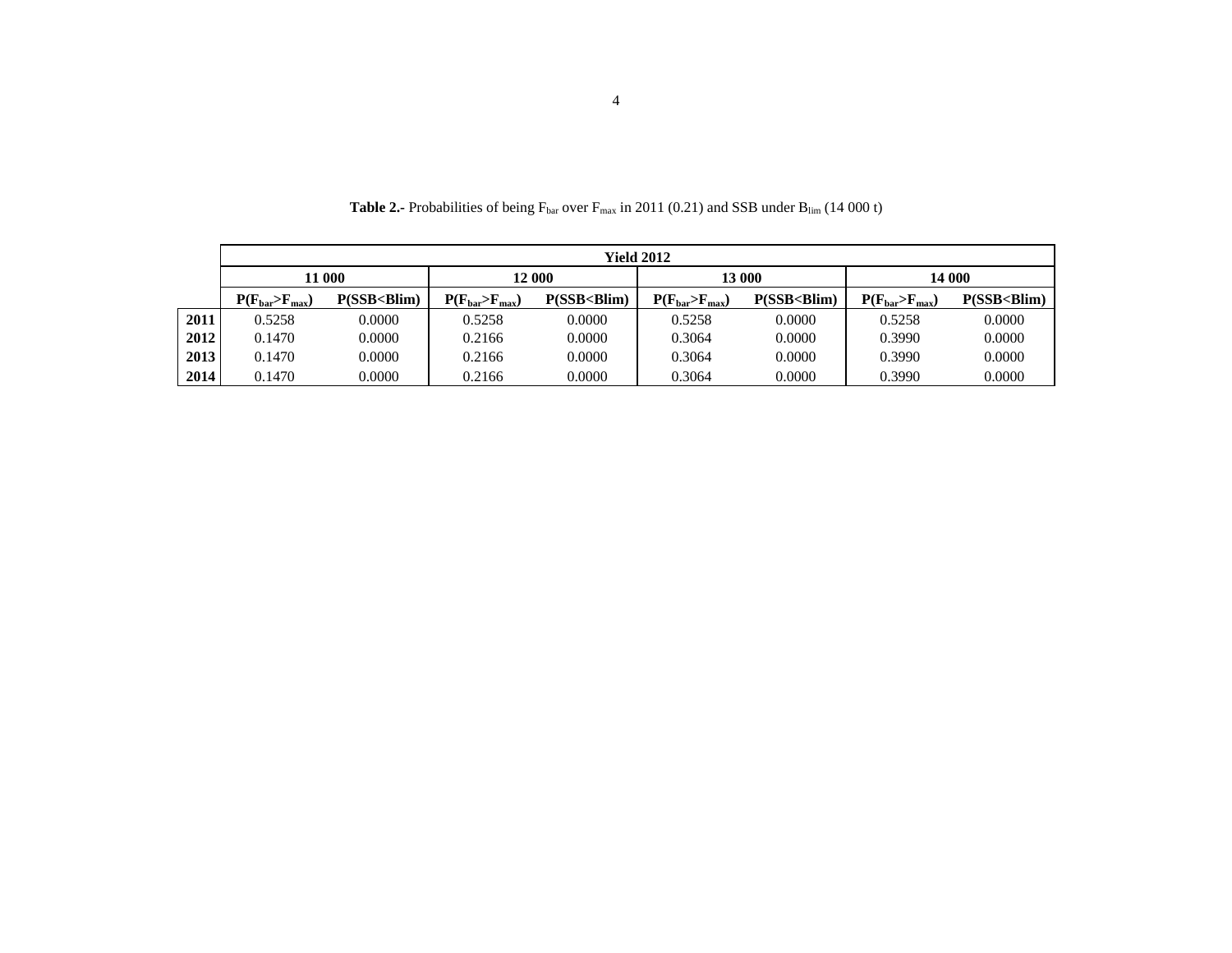**Table 2.-** Probabilities of being $F_{bar}$ over $F_{max}$ in 2011 (0.21) and SSB under $B_{lim}$ (14 000 t)

| | Yield 2012 | | | | | | | |
|---|---|---|---|---|---|---|---|---|
| | 11 000 | | 12 000 | | 13 000 | | 14 000 | |
| | $P(F_{bar}>F_{max})$ | P(SSB<Blim) | $P(F_{bar}>F_{max})$ | P(SSB<Blim) | $P(F_{bar}>F_{max})$ | P(SSB<Blim) | $P(F_{bar}>F_{max})$ | P(SSB<Blim) |
| **2011** | 0.5258 | 0.0000 | 0.5258 | 0.0000 | 0.5258 | 0.0000 | 0.5258 | 0.0000 |
| **2012** | 0.1470 | 0.0000 | 0.2166 | 0.0000 | 0.3064 | 0.0000 | 0.3990 | 0.0000 |
| **2013** | 0.1470 | 0.0000 | 0.2166 | 0.0000 | 0.3064 | 0.0000 | 0.3990 | 0.0000 |
| **2014** | 0.1470 | 0.0000 | 0.2166 | 0.0000 | 0.3064 | 0.0000 | 0.3990 | 0.0000 |